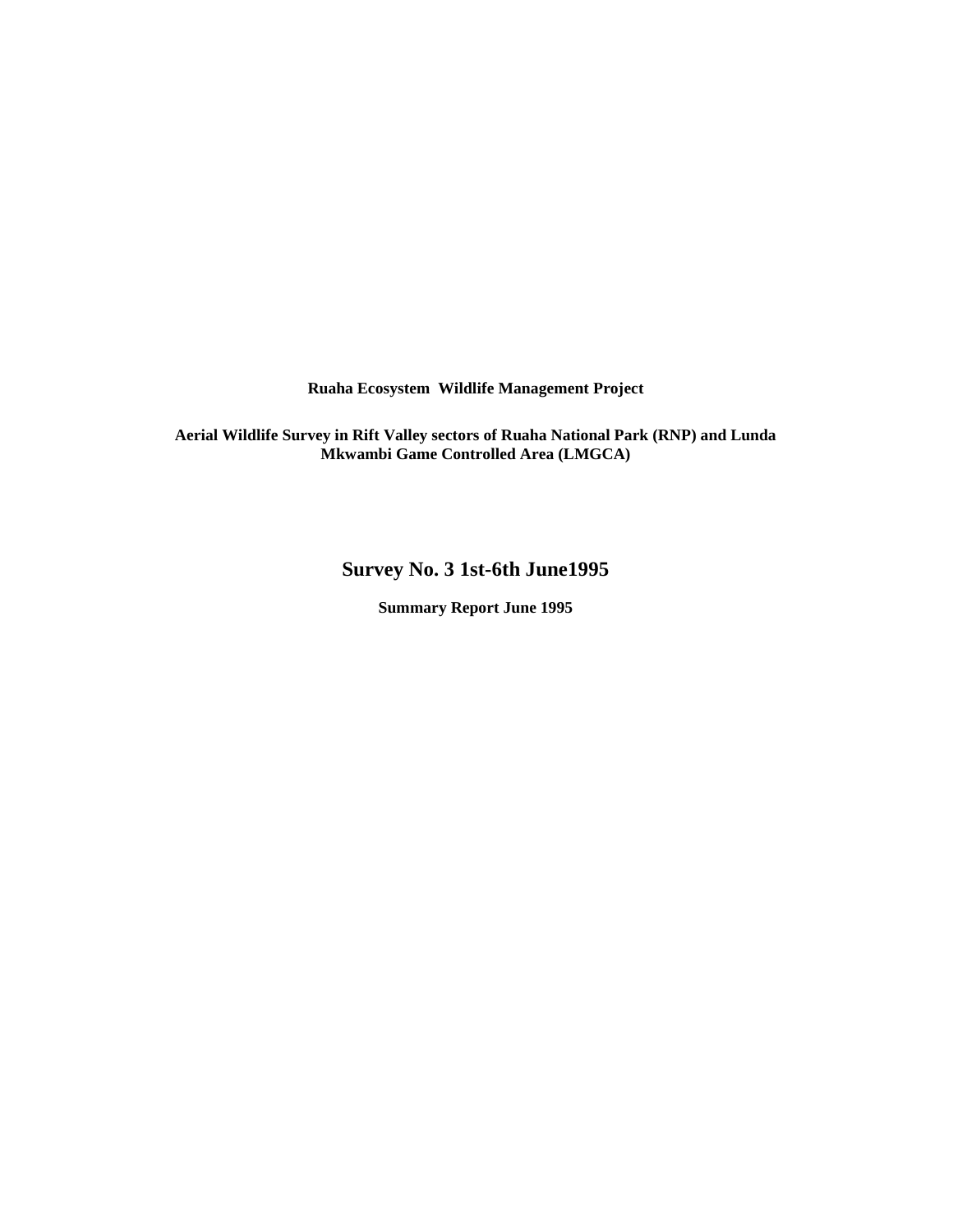**Ruaha Ecosystem Wildlife Management Project**

**Aerial Wildlife Survey in Rift Valley sectors of Ruaha National Park (RNP) and Lunda Mkwambi Game Controlled Area (LMGCA)**

# Survey No. 3 1st-6th June1995

**Summary Report June 1995**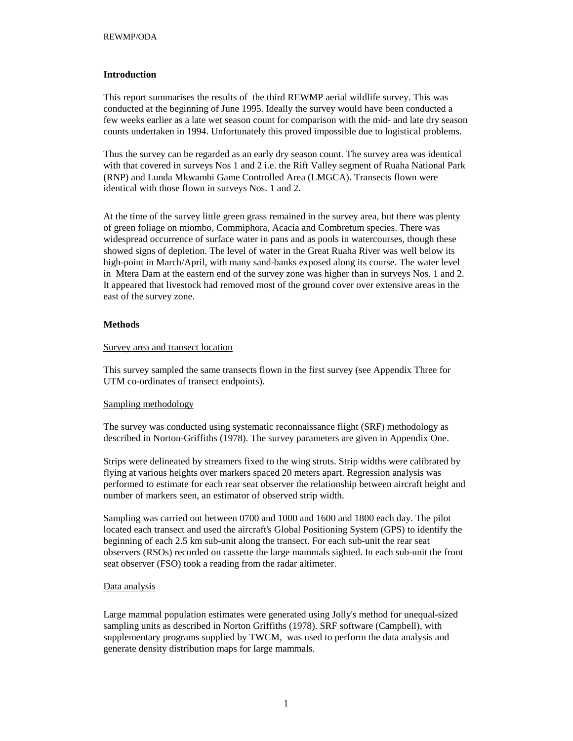## Introduction

This report summarises the results of the third REWMP aerial wildlife survey. This was conducted at the beginning of June 1995. Ideally the survey would have been conducted a few weeks earlier as a late wet season count for comparison with the mid- and late dry season counts undertaken in 1994. Unfortunately this proved impossible due to logistical problems.

Thus the survey can be regarded as an early dry season count. The survey area was identical with that covered in surveys Nos 1 and 2 i.e. the Rift Valley segment of Ruaha National Park (RNP) and Lunda Mkwambi Game Controlled Area (LMGCA). Transects flown were identical with those flown in surveys Nos. 1 and 2.

At the time of the survey little green grass remained in the survey area, but there was plenty of green foliage on miombo, Commiphora, Acacia and Combretum species. There was widespread occurrence of surface water in pans and as pools in watercourses, though these showed signs of depletion. The level of water in the Great Ruaha River was well below its high-point in March/April, with many sand-banks exposed along its course. The water level in Mtera Dam at the eastern end of the survey zone was higher than in surveys Nos. 1 and 2. It appeared that livestock had removed most of the ground cover over extensive areas in the east of the survey zone.

## Methods

### Survey area and transect location

This survey sampled the same transects flown in the first survey (see Appendix Three for UTM co-ordinates of transect endpoints).

### Sampling methodology

The survey was conducted using systematic reconnaissance flight (SRF) methodology as described in Norton-Griffiths (1978). The survey parameters are given in Appendix One.

Strips were delineated by streamers fixed to the wing struts. Strip widths were calibrated by flying at various heights over markers spaced 20 meters apart. Regression analysis was performed to estimate for each rear seat observer the relationship between aircraft height and number of markers seen, an estimator of observed strip width.

Sampling was carried out between 0700 and 1000 and 1600 and 1800 each day. The pilot located each transect and used the aircraft's Global Positioning System (GPS) to identify the beginning of each 2.5 km sub-unit along the transect. For each sub-unit the rear seat observers (RSOs) recorded on cassette the large mammals sighted. In each sub-unit the front seat observer (FSO) took a reading from the radar altimeter.

### Data analysis

Large mammal population estimates were generated using Jolly's method for unequal-sized sampling units as described in Norton Griffiths (1978). SRF software (Campbell), with supplementary programs supplied by TWCM, was used to perform the data analysis and generate density distribution maps for large mammals.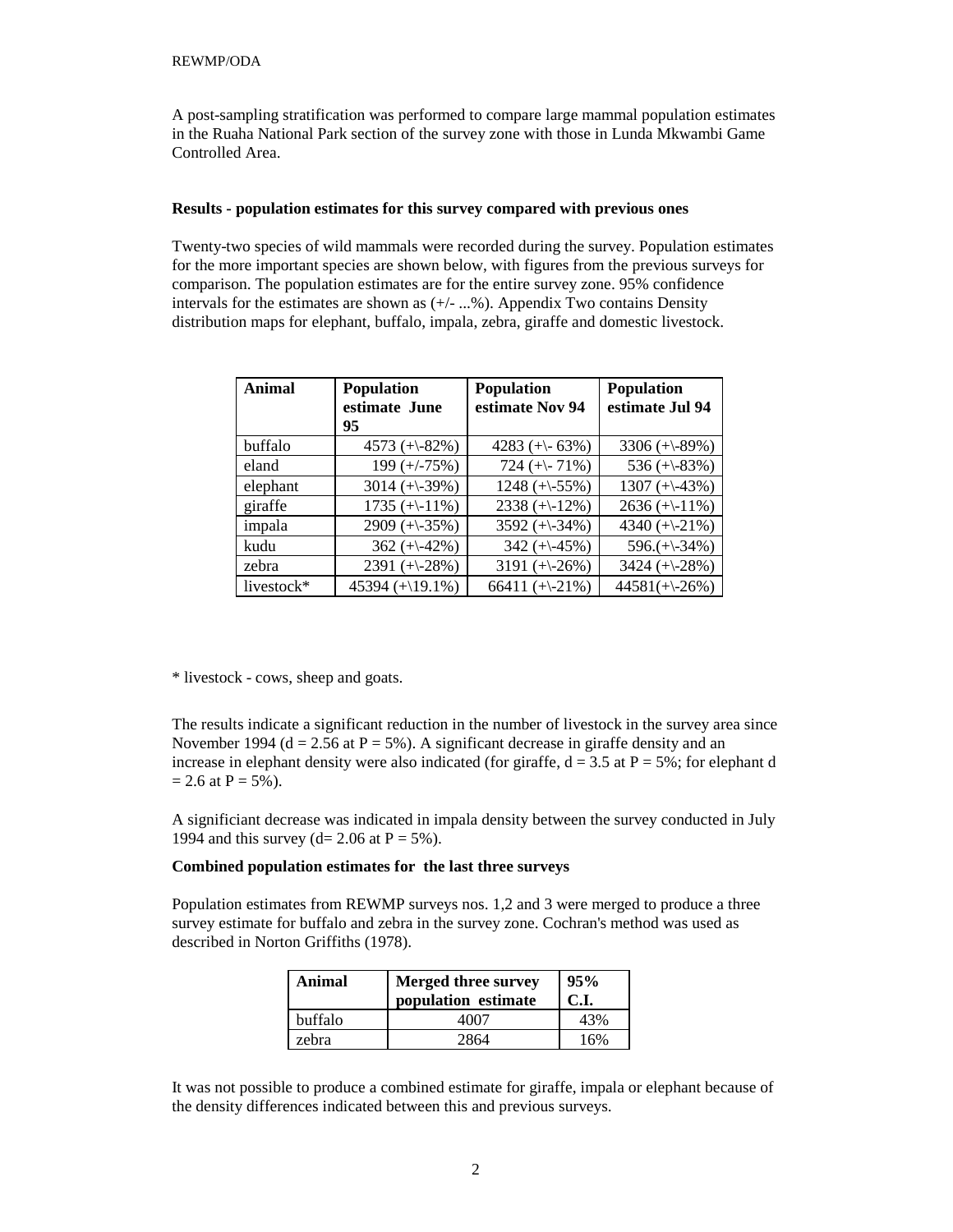A post-sampling stratification was performed to compare large mammal population estimates in the Ruaha National Park section of the survey zone with those in Lunda Mkwambi Game Controlled Area.

**Results - population estimates for this survey compared with previous ones**

Twenty-two species of wild mammals were recorded during the survey. Population estimates for the more important species are shown below, with figures from the previous surveys for comparison. The population estimates are for the entire survey zone. 95% confidence intervals for the estimates are shown as (+/- ...%). Appendix Two contains Density distribution maps for elephant, buffalo, impala, zebra, giraffe and domestic livestock.

| Animal | Population estimate June 95 | Population estimate Nov 94 | Population estimate Jul 94 |
|---|---|---|---|
| buffalo | 4573 (+\-82%) | 4283 (+\- 63%) | 3306 (+\-89%) |
| eland | 199 (+/-75%) | 724 (+\- 71%) | 536 (+\-83%) |
| elephant | 3014 (+\-39%) | 1248 (+\-55%) | 1307 (+\-43%) |
| giraffe | 1735 (+\-11%) | 2338 (+\-12%) | 2636 (+\-11%) |
| impala | 2909 (+\-35%) | 3592 (+\-34%) | 4340 (+\-21%) |
| kudu | 362 (+\-42%) | 342 (+\-45%) | 596.(+\-34%) |
| zebra | 2391 (+\-28%) | 3191 (+\-26%) | 3424 (+\-28%) |
| livestock* | 45394 (+\19.1%) | 66411 (+\-21%) | 44581(+\-26%) |

* livestock - cows, sheep and goats.

The results indicate a significant reduction in the number of livestock in the survey area since November 1994 ($d = 2.56$ at $P = 5\%$). A significant decrease in giraffe density and an increase in elephant density were also indicated (for giraffe, $d = 3.5$ at $P = 5\%$; for elephant $d = 2.6$ at $P = 5\%$).

A significiant decrease was indicated in impala density between the survey conducted in July 1994 and this survey ($d= 2.06$ at $P = 5\%$).

**Combined population estimates for the last three surveys**

Population estimates from REWMP surveys nos. 1,2 and 3 were merged to produce a three survey estimate for buffalo and zebra in the survey zone. Cochran's method was used as described in Norton Griffiths (1978).

| Animal | Merged three survey population estimate | 95% C.I. |
|---|---|---|
| buffalo | 4007 | 43% |
| zebra | 2864 | 16% |

It was not possible to produce a combined estimate for giraffe, impala or elephant because of the density differences indicated between this and previous surveys.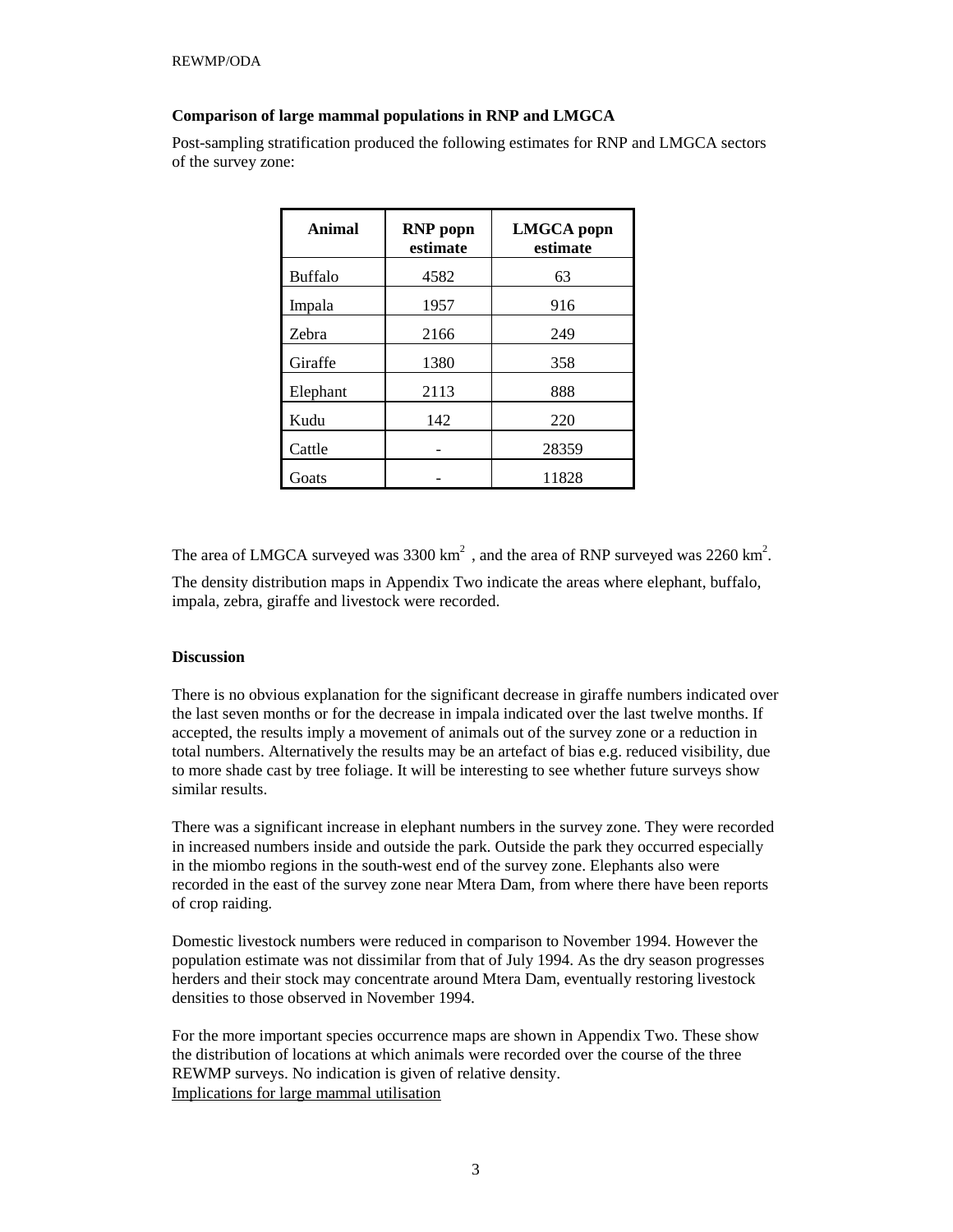**Comparison of large mammal populations in RNP and LMGCA**

Post-sampling stratification produced the following estimates for RNP and LMGCA sectors of the survey zone:

| Animal | RNP popn estimate | LMGCA popn estimate |
|---|---|---|
| Buffalo | 4582 | 63 |
| Impala | 1957 | 916 |
| Zebra | 2166 | 249 |
| Giraffe | 1380 | 358 |
| Elephant | 2113 | 888 |
| Kudu | 142 | 220 |
| Cattle | - | 28359 |
| Goats | - | 11828 |

The area of LMGCA surveyed was 3300 $km^2$ , and the area of RNP surveyed was 2260 $km^2$.

The density distribution maps in Appendix Two indicate the areas where elephant, buffalo, impala, zebra, giraffe and livestock were recorded.

**Discussion**

There is no obvious explanation for the significant decrease in giraffe numbers indicated over the last seven months or for the decrease in impala indicated over the last twelve months. If accepted, the results imply a movement of animals out of the survey zone or a reduction in total numbers. Alternatively the results may be an artefact of bias e.g. reduced visibility, due to more shade cast by tree foliage. It will be interesting to see whether future surveys show similar results.

There was a significant increase in elephant numbers in the survey zone. They were recorded in increased numbers inside and outside the park. Outside the park they occurred especially in the miombo regions in the south-west end of the survey zone. Elephants also were recorded in the east of the survey zone near Mtera Dam, from where there have been reports of crop raiding.

Domestic livestock numbers were reduced in comparison to November 1994. However the population estimate was not dissimilar from that of July 1994. As the dry season progresses herders and their stock may concentrate around Mtera Dam, eventually restoring livestock densities to those observed in November 1994.

For the more important species occurrence maps are shown in Appendix Two. These show the distribution of locations at which animals were recorded over the course of the three REWMP surveys. No indication is given of relative density.

Implications for large mammal utilisation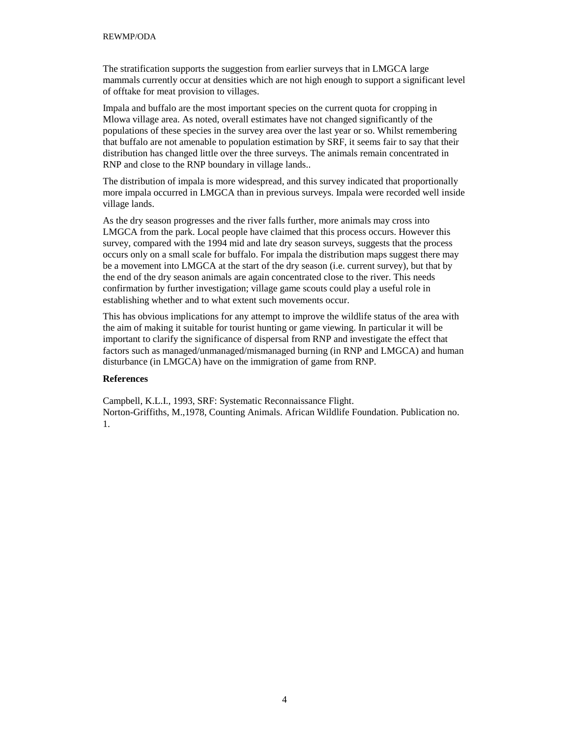The stratification supports the suggestion from earlier surveys that in LMGCA large mammals currently occur at densities which are not high enough to support a significant level of offtake for meat provision to villages.

Impala and buffalo are the most important species on the current quota for cropping in Mlowa village area. As noted, overall estimates have not changed significantly of the populations of these species in the survey area over the last year or so. Whilst remembering that buffalo are not amenable to population estimation by SRF, it seems fair to say that their distribution has changed little over the three surveys. The animals remain concentrated in RNP and close to the RNP boundary in village lands..

The distribution of impala is more widespread, and this survey indicated that proportionally more impala occurred in LMGCA than in previous surveys. Impala were recorded well inside village lands.

As the dry season progresses and the river falls further, more animals may cross into LMGCA from the park. Local people have claimed that this process occurs. However this survey, compared with the 1994 mid and late dry season surveys, suggests that the process occurs only on a small scale for buffalo. For impala the distribution maps suggest there may be a movement into LMGCA at the start of the dry season (i.e. current survey), but that by the end of the dry season animals are again concentrated close to the river. This needs confirmation by further investigation; village game scouts could play a useful role in establishing whether and to what extent such movements occur.

This has obvious implications for any attempt to improve the wildlife status of the area with the aim of making it suitable for tourist hunting or game viewing. In particular it will be important to clarify the significance of dispersal from RNP and investigate the effect that factors such as managed/unmanaged/mismanaged burning (in RNP and LMGCA) and human disturbance (in LMGCA) have on the immigration of game from RNP.

**References**

Campbell, K.L.I., 1993, SRF: Systematic Reconnaissance Flight.
Norton-Griffiths, M.,1978, Counting Animals. African Wildlife Foundation. Publication no. 1.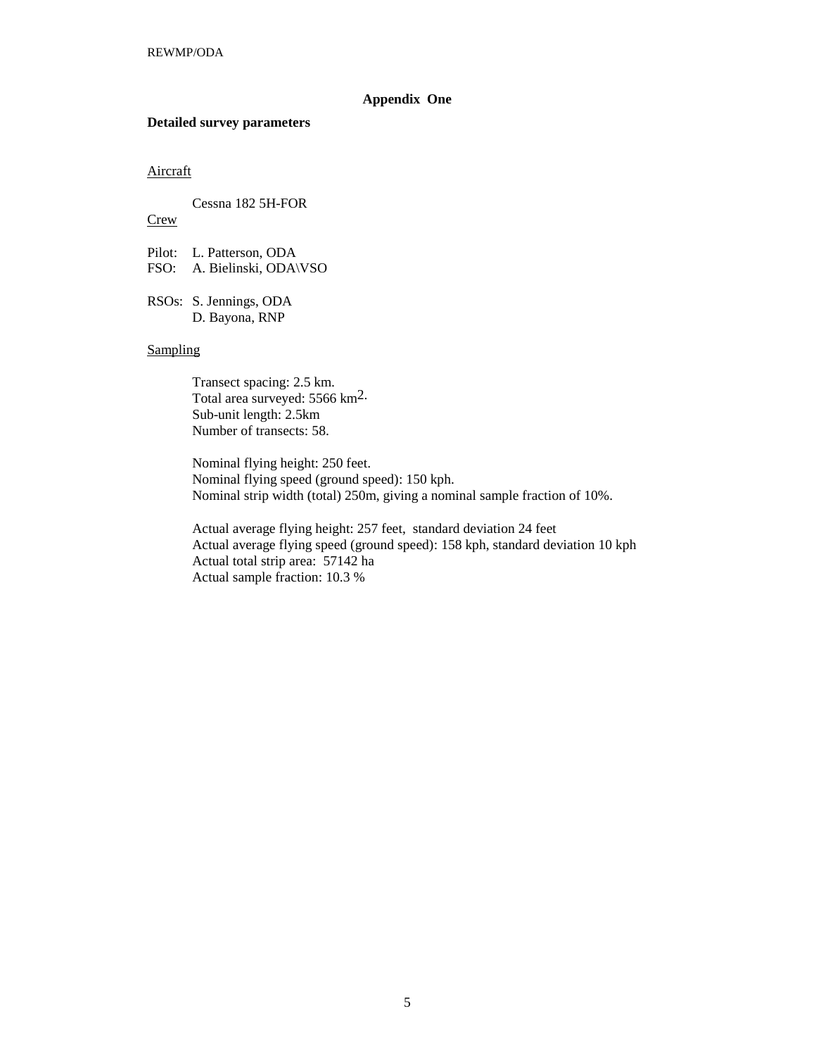## Appendix One

**Detailed survey parameters**

Aircraft

Cessna 182 5H-FOR

Crew

Pilot: L. Patterson, ODA
FSO: A. Bielinski, ODA\VSO

RSOs: S. Jennings, ODA
D. Bayona, RNP

Sampling

Transect spacing: 2.5 km.
Total area surveyed: 5566 $km^2$.
Sub-unit length: 2.5km
Number of transects: 58.

Nominal flying height: 250 feet.
Nominal flying speed (ground speed): 150 kph.
Nominal strip width (total) 250m, giving a nominal sample fraction of 10%.

Actual average flying height: 257 feet, standard deviation 24 feet
Actual average flying speed (ground speed): 158 kph, standard deviation 10 kph
Actual total strip area: 57142 ha
Actual sample fraction: 10.3 %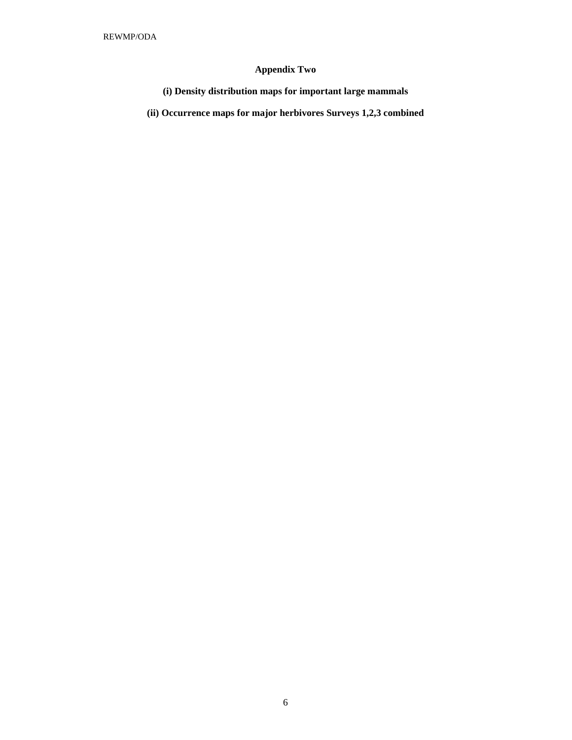# Appendix Two

**(i) Density distribution maps for important large mammals**

**(ii) Occurrence maps for major herbivores Surveys 1,2,3 combined**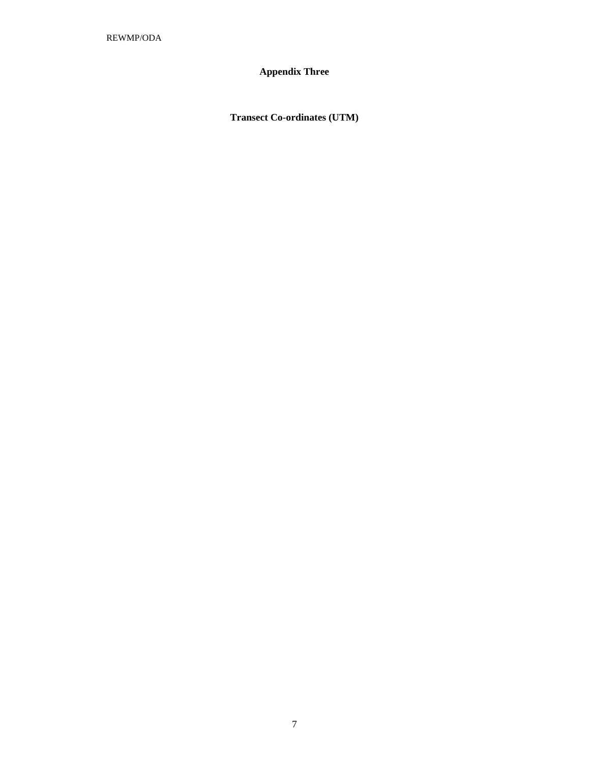# Appendix Three

## Transect Co-ordinates (UTM)